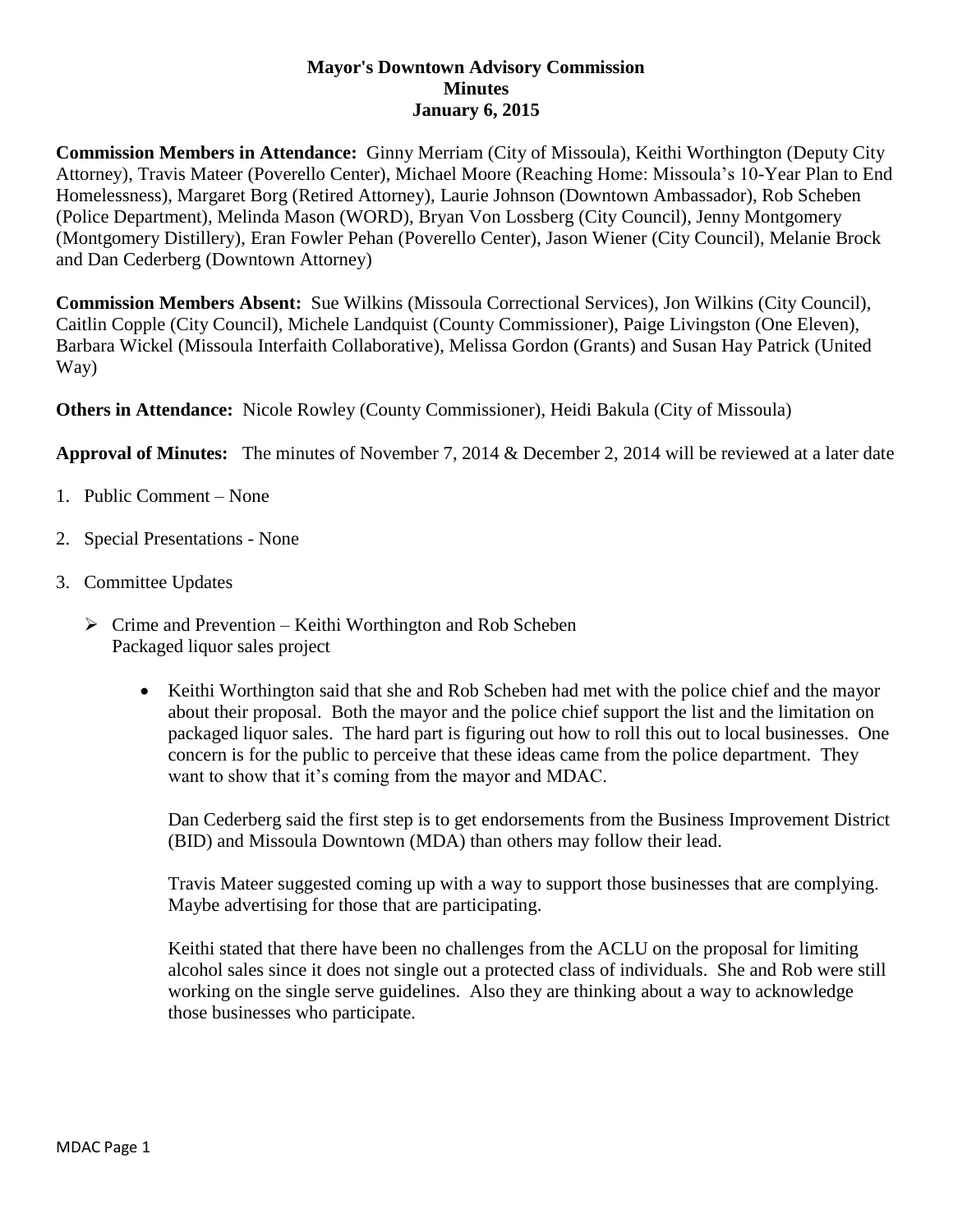# Mayor's Downtown Advisory Commission
## Minutes
### January 6, 2015

**Commission Members in Attendance:** Ginny Merriam (City of Missoula), Keithi Worthington (Deputy City Attorney), Travis Mateer (Poverello Center), Michael Moore (Reaching Home: Missoula's 10-Year Plan to End Homelessness), Margaret Borg (Retired Attorney), Laurie Johnson (Downtown Ambassador), Rob Scheben (Police Department), Melinda Mason (WORD), Bryan Von Lossberg (City Council), Jenny Montgomery (Montgomery Distillery), Eran Fowler Pehan (Poverello Center), Jason Wiener (City Council), Melanie Brock and Dan Cederberg (Downtown Attorney)

**Commission Members Absent:** Sue Wilkins (Missoula Correctional Services), Jon Wilkins (City Council), Caitlin Copple (City Council), Michele Landquist (County Commissioner), Paige Livingston (One Eleven), Barbara Wickel (Missoula Interfaith Collaborative), Melissa Gordon (Grants) and Susan Hay Patrick (United Way)

**Others in Attendance:** Nicole Rowley (County Commissioner), Heidi Bakula (City of Missoula)

**Approval of Minutes:** The minutes of November 7, 2014 & December 2, 2014 will be reviewed at a later date

1. Public Comment – None

2. Special Presentations - None

3. Committee Updates

   - Crime and Prevention – Keithi Worthington and Rob Scheben
     Packaged liquor sales project

     - Keithi Worthington said that she and Rob Scheben had met with the police chief and the mayor about their proposal. Both the mayor and the police chief support the list and the limitation on packaged liquor sales. The hard part is figuring out how to roll this out to local businesses. One concern is for the public to perceive that these ideas came from the police department. They want to show that it's coming from the mayor and MDAC.

       Dan Cederberg said the first step is to get endorsements from the Business Improvement District (BID) and Missoula Downtown (MDA) than others may follow their lead.

       Travis Mateer suggested coming up with a way to support those businesses that are complying. Maybe advertising for those that are participating.

       Keithi stated that there have been no challenges from the ACLU on the proposal for limiting alcohol sales since it does not single out a protected class of individuals. She and Rob were still working on the single serve guidelines. Also they are thinking about a way to acknowledge those businesses who participate.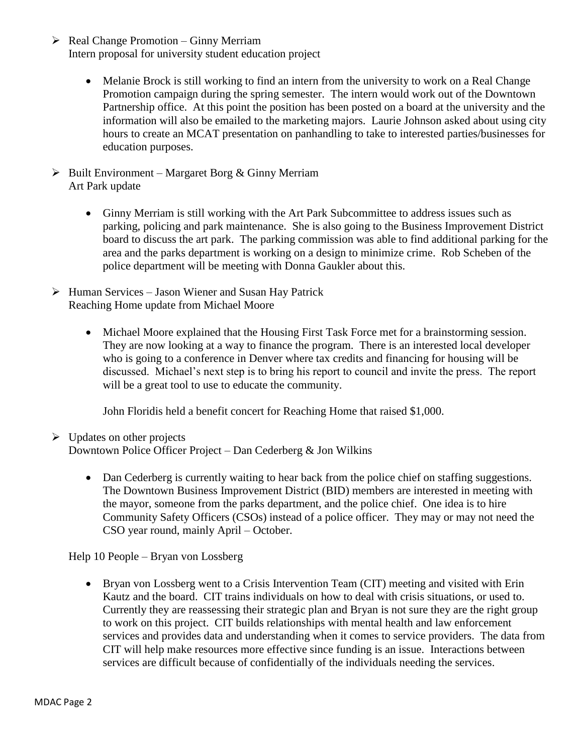- Real Change Promotion – Ginny Merriam
  Intern proposal for university student education project

  - Melanie Brock is still working to find an intern from the university to work on a Real Change Promotion campaign during the spring semester. The intern would work out of the Downtown Partnership office. At this point the position has been posted on a board at the university and the information will also be emailed to the marketing majors. Laurie Johnson asked about using city hours to create an MCAT presentation on panhandling to take to interested parties/businesses for education purposes.

- Built Environment – Margaret Borg & Ginny Merriam
  Art Park update

  - Ginny Merriam is still working with the Art Park Subcommittee to address issues such as parking, policing and park maintenance. She is also going to the Business Improvement District board to discuss the art park. The parking commission was able to find additional parking for the area and the parks department is working on a design to minimize crime. Rob Scheben of the police department will be meeting with Donna Gaukler about this.

- Human Services – Jason Wiener and Susan Hay Patrick
  Reaching Home update from Michael Moore

  - Michael Moore explained that the Housing First Task Force met for a brainstorming session. They are now looking at a way to finance the program. There is an interested local developer who is going to a conference in Denver where tax credits and financing for housing will be discussed. Michael's next step is to bring his report to council and invite the press. The report will be a great tool to use to educate the community.

    John Floridis held a benefit concert for Reaching Home that raised $1,000.

- Updates on other projects
  Downtown Police Officer Project – Dan Cederberg & Jon Wilkins

  - Dan Cederberg is currently waiting to hear back from the police chief on staffing suggestions. The Downtown Business Improvement District (BID) members are interested in meeting with the mayor, someone from the parks department, and the police chief. One idea is to hire Community Safety Officers (CSOs) instead of a police officer. They may or may not need the CSO year round, mainly April – October.

  Help 10 People – Bryan von Lossberg

  - Bryan von Lossberg went to a Crisis Intervention Team (CIT) meeting and visited with Erin Kautz and the board. CIT trains individuals on how to deal with crisis situations, or used to. Currently they are reassessing their strategic plan and Bryan is not sure they are the right group to work on this project. CIT builds relationships with mental health and law enforcement services and provides data and understanding when it comes to service providers. The data from CIT will help make resources more effective since funding is an issue. Interactions between services are difficult because of confidentially of the individuals needing the services.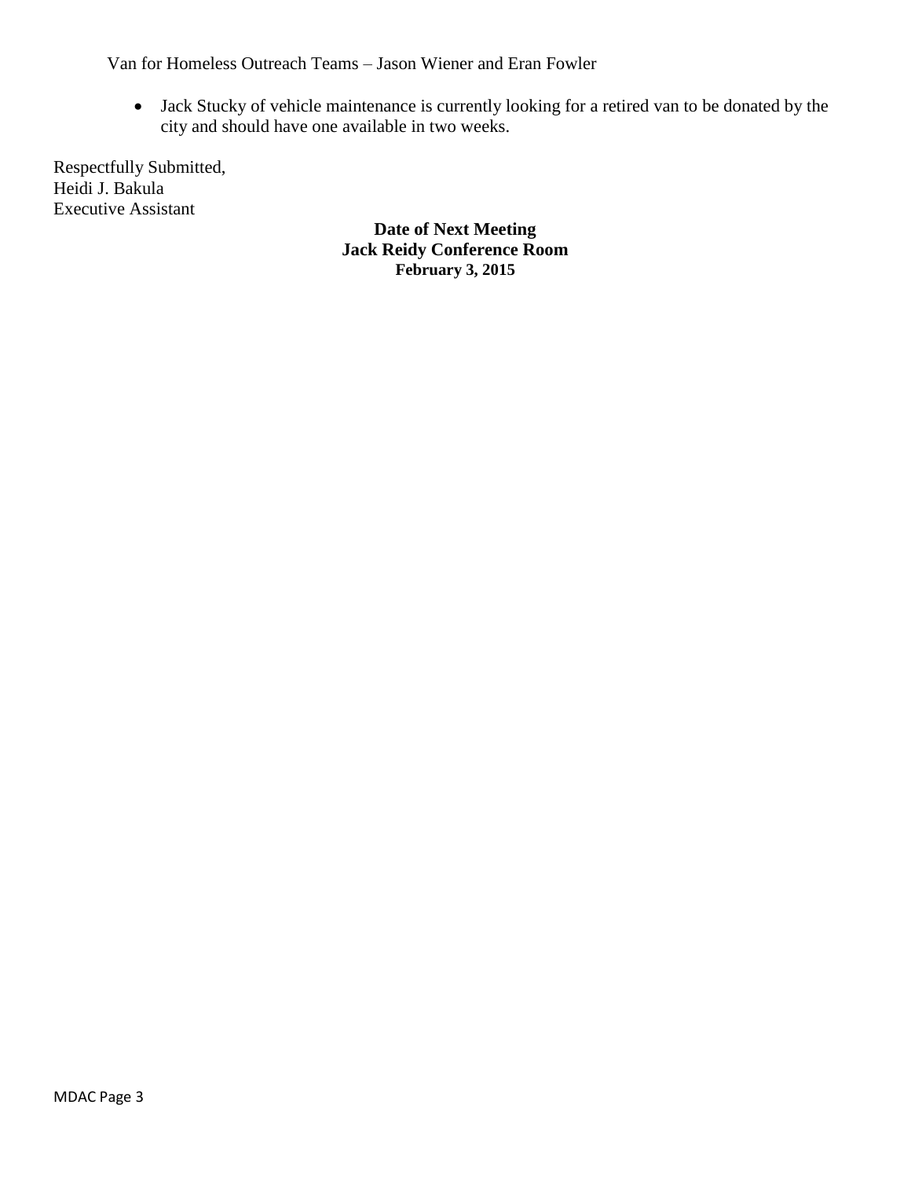Van for Homeless Outreach Teams – Jason Wiener and Eran Fowler

- Jack Stucky of vehicle maintenance is currently looking for a retired van to be donated by the city and should have one available in two weeks.

Respectfully Submitted,
Heidi J. Bakula
Executive Assistant

**Date of Next Meeting**
**Jack Reidy Conference Room**
**February 3, 2015**